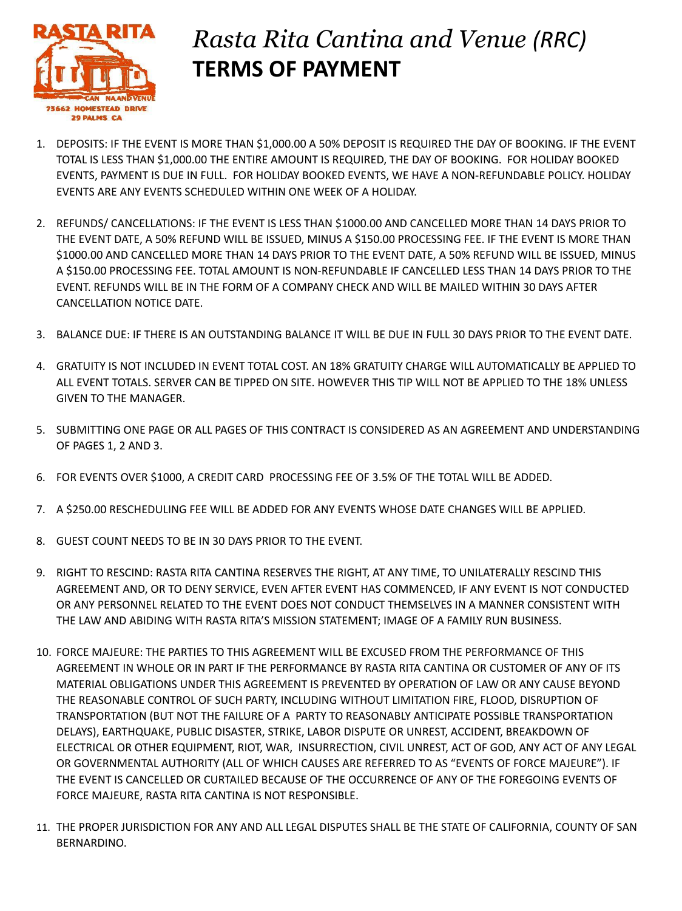# *Rasta Rita Cantina and Venue (RRC)*
## TERMS OF PAYMENT

RASTA RITA CANTINA AND VENUE
73662 HOMESTEAD DRIVE
29 PALMS CA

1. DEPOSITS: IF THE EVENT IS MORE THAN $1,000.00 A 50% DEPOSIT IS REQUIRED THE DAY OF BOOKING. IF THE EVENT TOTAL IS LESS THAN $1,000.00 THE ENTIRE AMOUNT IS REQUIRED, THE DAY OF BOOKING. FOR HOLIDAY BOOKED EVENTS, PAYMENT IS DUE IN FULL. FOR HOLIDAY BOOKED EVENTS, WE HAVE A NON-REFUNDABLE POLICY. HOLIDAY EVENTS ARE ANY EVENTS SCHEDULED WITHIN ONE WEEK OF A HOLIDAY.

2. REFUNDS/ CANCELLATIONS: IF THE EVENT IS LESS THAN $1000.00 AND CANCELLED MORE THAN 14 DAYS PRIOR TO THE EVENT DATE, A 50% REFUND WILL BE ISSUED, MINUS A $150.00 PROCESSING FEE. IF THE EVENT IS MORE THAN $1000.00 AND CANCELLED MORE THAN 14 DAYS PRIOR TO THE EVENT DATE, A 50% REFUND WILL BE ISSUED, MINUS A $150.00 PROCESSING FEE. TOTAL AMOUNT IS NON-REFUNDABLE IF CANCELLED LESS THAN 14 DAYS PRIOR TO THE EVENT. REFUNDS WILL BE IN THE FORM OF A COMPANY CHECK AND WILL BE MAILED WITHIN 30 DAYS AFTER CANCELLATION NOTICE DATE.

3. BALANCE DUE: IF THERE IS AN OUTSTANDING BALANCE IT WILL BE DUE IN FULL 30 DAYS PRIOR TO THE EVENT DATE.

4. GRATUITY IS NOT INCLUDED IN EVENT TOTAL COST. AN 18% GRATUITY CHARGE WILL AUTOMATICALLY BE APPLIED TO ALL EVENT TOTALS. SERVER CAN BE TIPPED ON SITE. HOWEVER THIS TIP WILL NOT BE APPLIED TO THE 18% UNLESS GIVEN TO THE MANAGER.

5. SUBMITTING ONE PAGE OR ALL PAGES OF THIS CONTRACT IS CONSIDERED AS AN AGREEMENT AND UNDERSTANDING OF PAGES 1, 2 AND 3.

6. FOR EVENTS OVER $1000, A CREDIT CARD PROCESSING FEE OF 3.5% OF THE TOTAL WILL BE ADDED.

7. A $250.00 RESCHEDULING FEE WILL BE ADDED FOR ANY EVENTS WHOSE DATE CHANGES WILL BE APPLIED.

8. GUEST COUNT NEEDS TO BE IN 30 DAYS PRIOR TO THE EVENT.

9. RIGHT TO RESCIND: RASTA RITA CANTINA RESERVES THE RIGHT, AT ANY TIME, TO UNILATERALLY RESCIND THIS AGREEMENT AND, OR TO DENY SERVICE, EVEN AFTER EVENT HAS COMMENCED, IF ANY EVENT IS NOT CONDUCTED OR ANY PERSONNEL RELATED TO THE EVENT DOES NOT CONDUCT THEMSELVES IN A MANNER CONSISTENT WITH THE LAW AND ABIDING WITH RASTA RITA'S MISSION STATEMENT; IMAGE OF A FAMILY RUN BUSINESS.

10. FORCE MAJEURE: THE PARTIES TO THIS AGREEMENT WILL BE EXCUSED FROM THE PERFORMANCE OF THIS AGREEMENT IN WHOLE OR IN PART IF THE PERFORMANCE BY RASTA RITA CANTINA OR CUSTOMER OF ANY OF ITS MATERIAL OBLIGATIONS UNDER THIS AGREEMENT IS PREVENTED BY OPERATION OF LAW OR ANY CAUSE BEYOND THE REASONABLE CONTROL OF SUCH PARTY, INCLUDING WITHOUT LIMITATION FIRE, FLOOD, DISRUPTION OF TRANSPORTATION (BUT NOT THE FAILURE OF A PARTY TO REASONABLY ANTICIPATE POSSIBLE TRANSPORTATION DELAYS), EARTHQUAKE, PUBLIC DISASTER, STRIKE, LABOR DISPUTE OR UNREST, ACCIDENT, BREAKDOWN OF ELECTRICAL OR OTHER EQUIPMENT, RIOT, WAR, INSURRECTION, CIVIL UNREST, ACT OF GOD, ANY ACT OF ANY LEGAL OR GOVERNMENTAL AUTHORITY (ALL OF WHICH CAUSES ARE REFERRED TO AS "EVENTS OF FORCE MAJEURE"). IF THE EVENT IS CANCELLED OR CURTAILED BECAUSE OF THE OCCURRENCE OF ANY OF THE FOREGOING EVENTS OF FORCE MAJEURE, RASTA RITA CANTINA IS NOT RESPONSIBLE.

11. THE PROPER JURISDICTION FOR ANY AND ALL LEGAL DISPUTES SHALL BE THE STATE OF CALIFORNIA, COUNTY OF SAN BERNARDINO.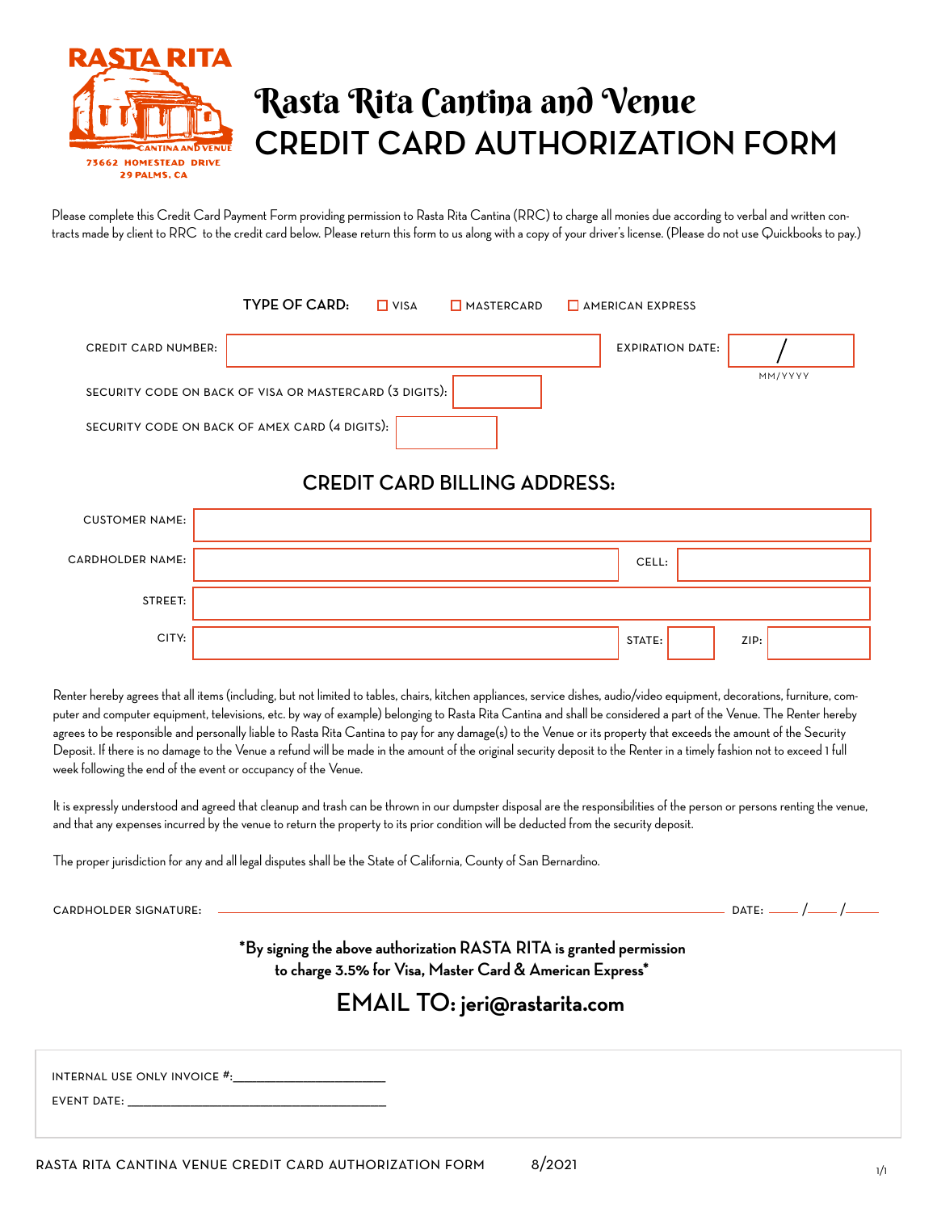RASTA RITA

CANTINA AND VENUE

73662 HOMESTEAD DRIVE
29 PALMS, CA

# Rasta Rita Cantina and Venue
# CREDIT CARD AUTHORIZATION FORM

Please complete this Credit Card Payment Form providing permission to Rasta Rita Cantina (RRC) to charge all monies due according to verbal and written contracts made by client to RRC to the credit card below. Please return this form to us along with a copy of your driver's license. (Please do not use Quickbooks to pay.)

TYPE OF CARD: ☐ VISA ☐ MASTERCARD ☐ AMERICAN EXPRESS

CREDIT CARD NUMBER: ______________________ EXPIRATION DATE: ____ / ____ (MM/YYYY)

SECURITY CODE ON BACK OF VISA OR MASTERCARD (3 DIGITS): ________

SECURITY CODE ON BACK OF AMEX CARD (4 DIGITS): ________

## CREDIT CARD BILLING ADDRESS:

CUSTOMER NAME: ______________________

CARDHOLDER NAME: ______________________ CELL: ______________

STREET: ______________________

CITY: ______________________ STATE: ______ ZIP: ________

Renter hereby agrees that all items (including, but not limited to tables, chairs, kitchen appliances, service dishes, audio/video equipment, decorations, furniture, computer and computer equipment, televisions, etc. by way of example) belonging to Rasta Rita Cantina and shall be considered a part of the Venue. The Renter hereby agrees to be responsible and personally liable to Rasta Rita Cantina to pay for any damage(s) to the Venue or its property that exceeds the amount of the Security Deposit. If there is no damage to the Venue a refund will be made in the amount of the original security deposit to the Renter in a timely fashion not to exceed 1 full week following the end of the event or occupancy of the Venue.

It is expressly understood and agreed that cleanup and trash can be thrown in our dumpster disposal are the responsibilities of the person or persons renting the venue, and that any expenses incurred by the venue to return the property to its prior condition will be deducted from the security deposit.

The proper jurisdiction for any and all legal disputes shall be the State of California, County of San Bernardino.

CARDHOLDER SIGNATURE: ______________________________________ DATE: ____ /____ /____

**\*By signing the above authorization RASTA RITA is granted permission to charge 3.5% for Visa, Master Card & American Express\***

## EMAIL TO: jeri@rastarita.com

INTERNAL USE ONLY INVOICE #:______________________

EVENT DATE: ______________________________________

RASTA RITA CANTINA VENUE CREDIT CARD AUTHORIZATION FORM 8/2021